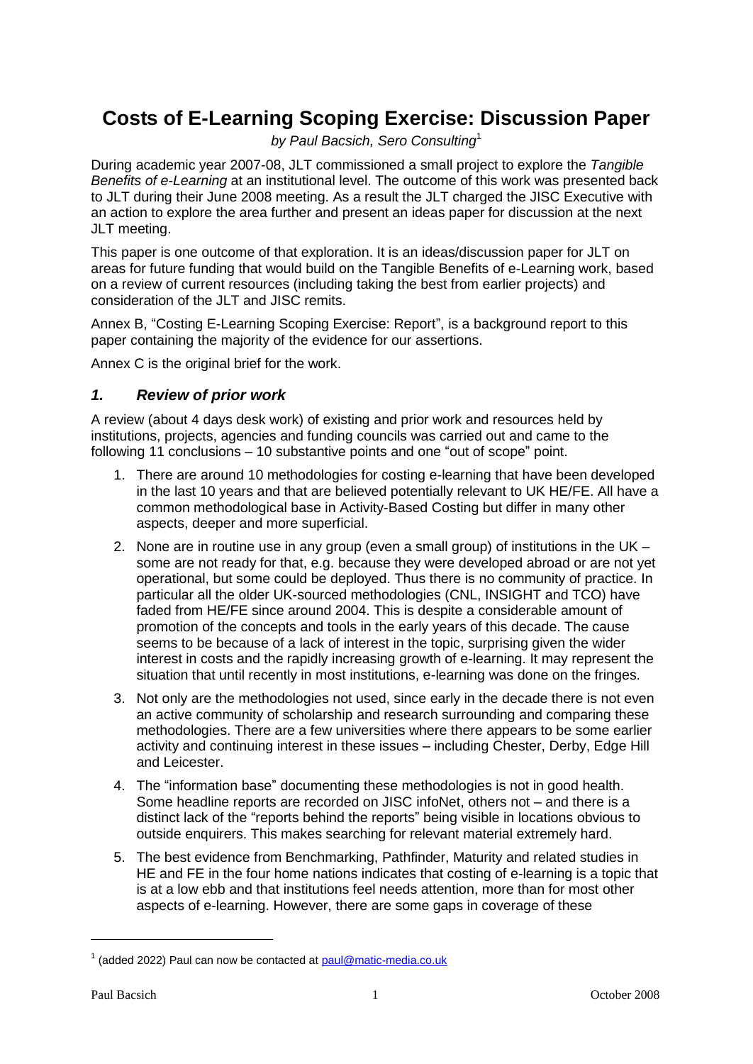# Costs of E-Learning Scoping Exercise: Discussion Paper

*by Paul Bacsich, Sero Consulting*[1]

During academic year 2007-08, JLT commissioned a small project to explore the *Tangible Benefits of e-Learning* at an institutional level. The outcome of this work was presented back to JLT during their June 2008 meeting. As a result the JLT charged the JISC Executive with an action to explore the area further and present an ideas paper for discussion at the next JLT meeting.

This paper is one outcome of that exploration. It is an ideas/discussion paper for JLT on areas for future funding that would build on the Tangible Benefits of e-Learning work, based on a review of current resources (including taking the best from earlier projects) and consideration of the JLT and JISC remits.

Annex B, "Costing E-Learning Scoping Exercise: Report", is a background report to this paper containing the majority of the evidence for our assertions.

Annex C is the original brief for the work.

## *1. Review of prior work*

A review (about 4 days desk work) of existing and prior work and resources held by institutions, projects, agencies and funding councils was carried out and came to the following 11 conclusions – 10 substantive points and one "out of scope" point.

1. There are around 10 methodologies for costing e-learning that have been developed in the last 10 years and that are believed potentially relevant to UK HE/FE. All have a common methodological base in Activity-Based Costing but differ in many other aspects, deeper and more superficial.
2. None are in routine use in any group (even a small group) of institutions in the UK – some are not ready for that, e.g. because they were developed abroad or are not yet operational, but some could be deployed. Thus there is no community of practice. In particular all the older UK-sourced methodologies (CNL, INSIGHT and TCO) have faded from HE/FE since around 2004. This is despite a considerable amount of promotion of the concepts and tools in the early years of this decade. The cause seems to be because of a lack of interest in the topic, surprising given the wider interest in costs and the rapidly increasing growth of e-learning. It may represent the situation that until recently in most institutions, e-learning was done on the fringes.
3. Not only are the methodologies not used, since early in the decade there is not even an active community of scholarship and research surrounding and comparing these methodologies. There are a few universities where there appears to be some earlier activity and continuing interest in these issues – including Chester, Derby, Edge Hill and Leicester.
4. The "information base" documenting these methodologies is not in good health. Some headline reports are recorded on JISC infoNet, others not – and there is a distinct lack of the "reports behind the reports" being visible in locations obvious to outside enquirers. This makes searching for relevant material extremely hard.
5. The best evidence from Benchmarking, Pathfinder, Maturity and related studies in HE and FE in the four home nations indicates that costing of e-learning is a topic that is at a low ebb and that institutions feel needs attention, more than for most other aspects of e-learning. However, there are some gaps in coverage of these

[1] (added 2022) Paul can now be contacted at paul@matic-media.co.uk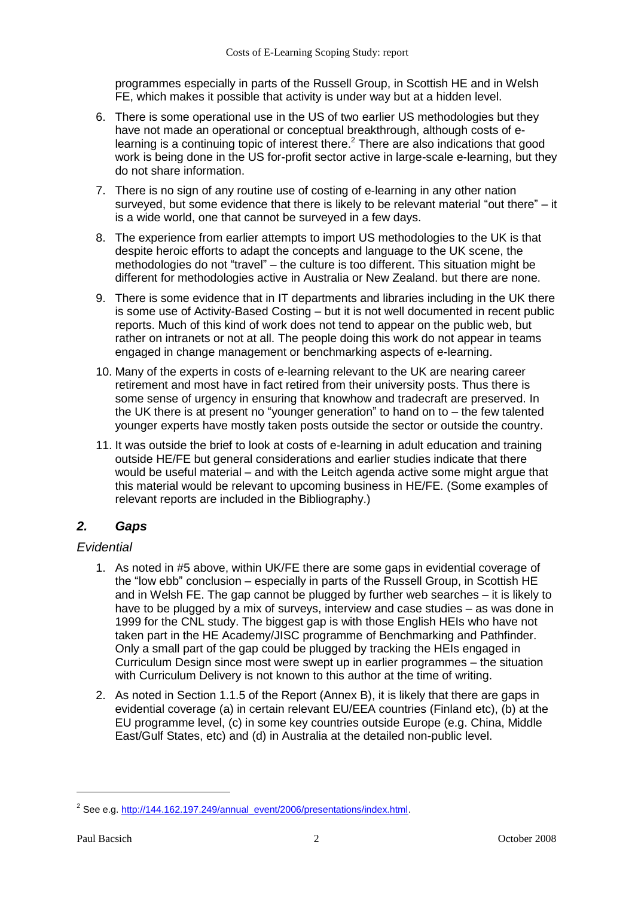programmes especially in parts of the Russell Group, in Scottish HE and in Welsh FE, which makes it possible that activity is under way but at a hidden level.

6. There is some operational use in the US of two earlier US methodologies but they have not made an operational or conceptual breakthrough, although costs of e-learning is a continuing topic of interest there.[2] There are also indications that good work is being done in the US for-profit sector active in large-scale e-learning, but they do not share information.
7. There is no sign of any routine use of costing of e-learning in any other nation surveyed, but some evidence that there is likely to be relevant material "out there" – it is a wide world, one that cannot be surveyed in a few days.
8. The experience from earlier attempts to import US methodologies to the UK is that despite heroic efforts to adapt the concepts and language to the UK scene, the methodologies do not "travel" – the culture is too different. This situation might be different for methodologies active in Australia or New Zealand. but there are none.
9. There is some evidence that in IT departments and libraries including in the UK there is some use of Activity-Based Costing – but it is not well documented in recent public reports. Much of this kind of work does not tend to appear on the public web, but rather on intranets or not at all. The people doing this work do not appear in teams engaged in change management or benchmarking aspects of e-learning.
10. Many of the experts in costs of e-learning relevant to the UK are nearing career retirement and most have in fact retired from their university posts. Thus there is some sense of urgency in ensuring that knowhow and tradecraft are preserved. In the UK there is at present no "younger generation" to hand on to – the few talented younger experts have mostly taken posts outside the sector or outside the country.
11. It was outside the brief to look at costs of e-learning in adult education and training outside HE/FE but general considerations and earlier studies indicate that there would be useful material – and with the Leitch agenda active some might argue that this material would be relevant to upcoming business in HE/FE. (Some examples of relevant reports are included in the Bibliography.)

## *2. Gaps*

### *Evidential*

1. As noted in #5 above, within UK/FE there are some gaps in evidential coverage of the "low ebb" conclusion – especially in parts of the Russell Group, in Scottish HE and in Welsh FE. The gap cannot be plugged by further web searches – it is likely to have to be plugged by a mix of surveys, interview and case studies – as was done in 1999 for the CNL study. The biggest gap is with those English HEIs who have not taken part in the HE Academy/JISC programme of Benchmarking and Pathfinder. Only a small part of the gap could be plugged by tracking the HEIs engaged in Curriculum Design since most were swept up in earlier programmes – the situation with Curriculum Delivery is not known to this author at the time of writing.
2. As noted in Section 1.1.5 of the Report (Annex B), it is likely that there are gaps in evidential coverage (a) in certain relevant EU/EEA countries (Finland etc), (b) at the EU programme level, (c) in some key countries outside Europe (e.g. China, Middle East/Gulf States, etc) and (d) in Australia at the detailed non-public level.

[2] See e.g. http://144.162.197.249/annual_event/2006/presentations/index.html.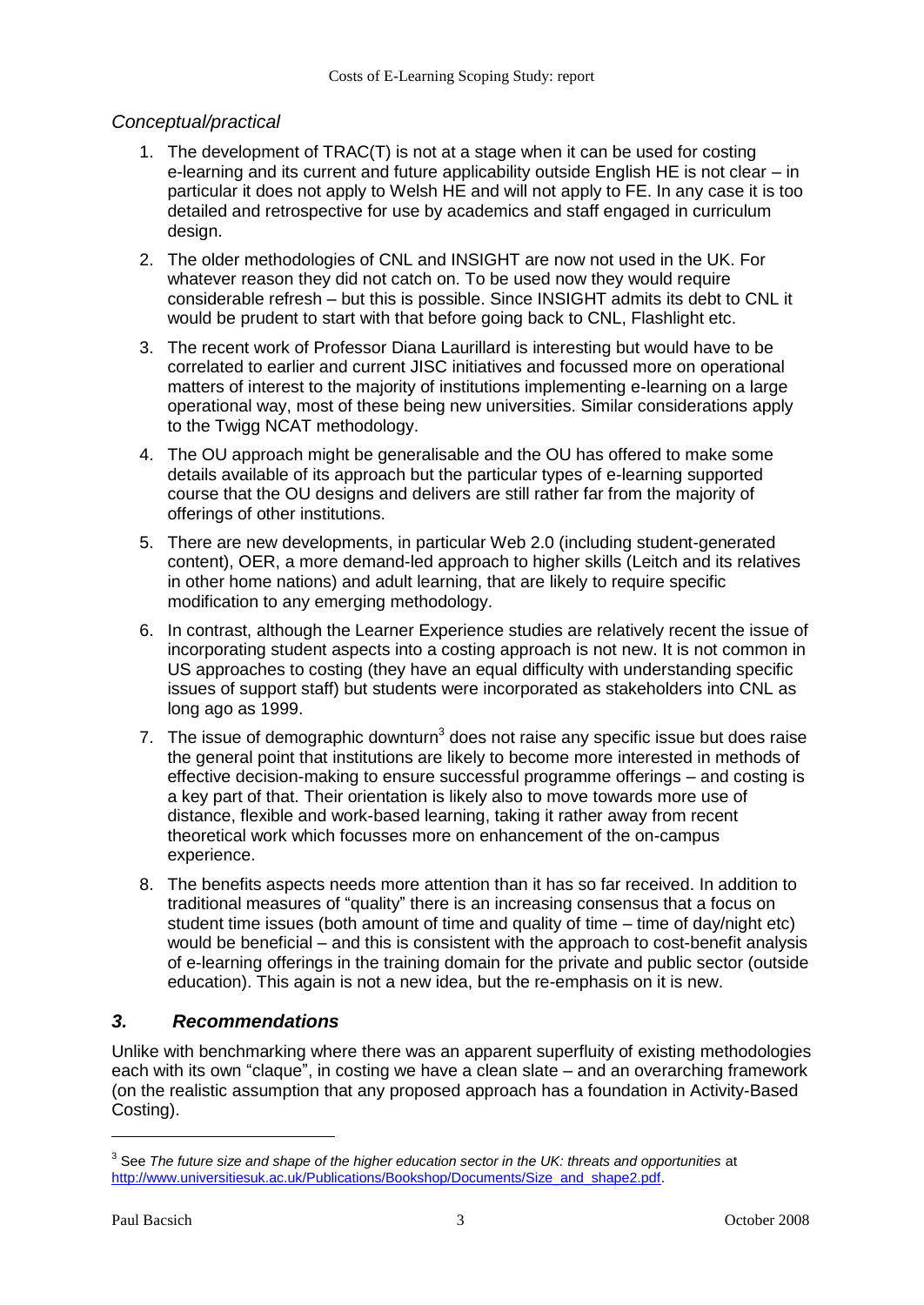*Conceptual/practical*

1. The development of TRAC(T) is not at a stage when it can be used for costing e-learning and its current and future applicability outside English HE is not clear – in particular it does not apply to Welsh HE and will not apply to FE. In any case it is too detailed and retrospective for use by academics and staff engaged in curriculum design.
2. The older methodologies of CNL and INSIGHT are now not used in the UK. For whatever reason they did not catch on. To be used now they would require considerable refresh – but this is possible. Since INSIGHT admits its debt to CNL it would be prudent to start with that before going back to CNL, Flashlight etc.
3. The recent work of Professor Diana Laurillard is interesting but would have to be correlated to earlier and current JISC initiatives and focussed more on operational matters of interest to the majority of institutions implementing e-learning on a large operational way, most of these being new universities. Similar considerations apply to the Twigg NCAT methodology.
4. The OU approach might be generalisable and the OU has offered to make some details available of its approach but the particular types of e-learning supported course that the OU designs and delivers are still rather far from the majority of offerings of other institutions.
5. There are new developments, in particular Web 2.0 (including student-generated content), OER, a more demand-led approach to higher skills (Leitch and its relatives in other home nations) and adult learning, that are likely to require specific modification to any emerging methodology.
6. In contrast, although the Learner Experience studies are relatively recent the issue of incorporating student aspects into a costing approach is not new. It is not common in US approaches to costing (they have an equal difficulty with understanding specific issues of support staff) but students were incorporated as stakeholders into CNL as long ago as 1999.
7. The issue of demographic downturn[3] does not raise any specific issue but does raise the general point that institutions are likely to become more interested in methods of effective decision-making to ensure successful programme offerings – and costing is a key part of that. Their orientation is likely also to move towards more use of distance, flexible and work-based learning, taking it rather away from recent theoretical work which focusses more on enhancement of the on-campus experience.
8. The benefits aspects needs more attention than it has so far received. In addition to traditional measures of "quality" there is an increasing consensus that a focus on student time issues (both amount of time and quality of time – time of day/night etc) would be beneficial – and this is consistent with the approach to cost-benefit analysis of e-learning offerings in the training domain for the private and public sector (outside education). This again is not a new idea, but the re-emphasis on it is new.

## 3. Recommendations

Unlike with benchmarking where there was an apparent superfluity of existing methodologies each with its own "claque", in costing we have a clean slate – and an overarching framework (on the realistic assumption that any proposed approach has a foundation in Activity-Based Costing).

---

[3] See *The future size and shape of the higher education sector in the UK: threats and opportunities* at http://www.universitiesuk.ac.uk/Publications/Bookshop/Documents/Size_and_shape2.pdf.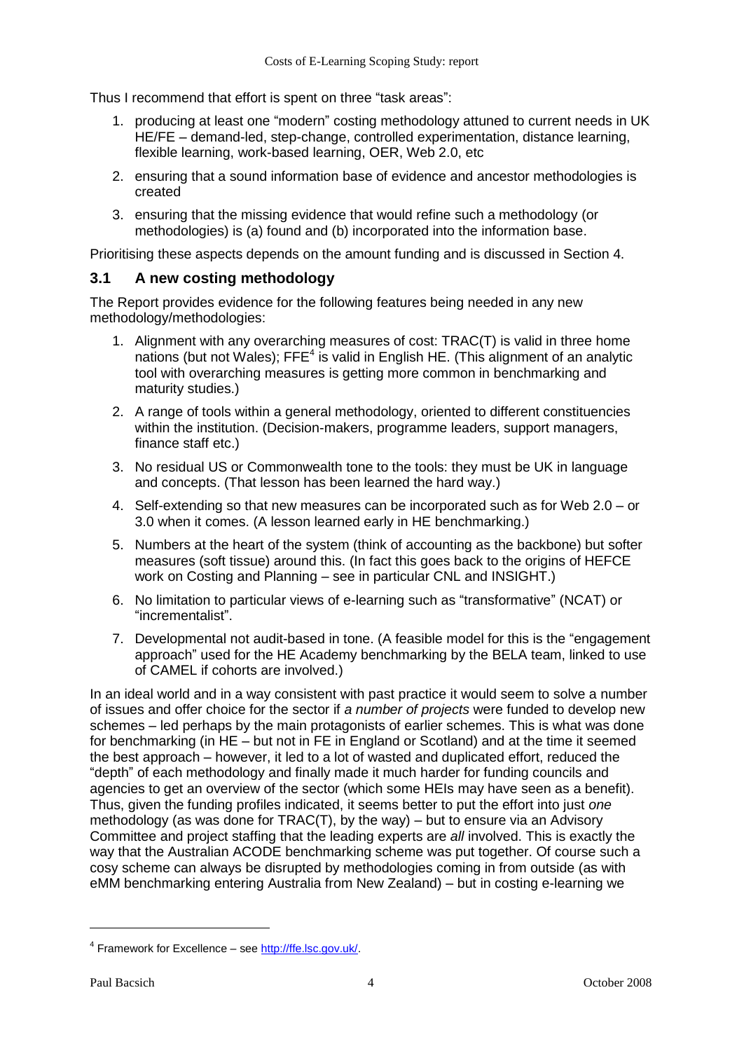Thus I recommend that effort is spent on three "task areas":

1. producing at least one "modern" costing methodology attuned to current needs in UK HE/FE – demand-led, step-change, controlled experimentation, distance learning, flexible learning, work-based learning, OER, Web 2.0, etc
2. ensuring that a sound information base of evidence and ancestor methodologies is created
3. ensuring that the missing evidence that would refine such a methodology (or methodologies) is (a) found and (b) incorporated into the information base.

Prioritising these aspects depends on the amount funding and is discussed in Section 4.

## 3.1 A new costing methodology

The Report provides evidence for the following features being needed in any new methodology/methodologies:

1. Alignment with any overarching measures of cost: TRAC(T) is valid in three home nations (but not Wales); FFE[4] is valid in English HE. (This alignment of an analytic tool with overarching measures is getting more common in benchmarking and maturity studies.)
2. A range of tools within a general methodology, oriented to different constituencies within the institution. (Decision-makers, programme leaders, support managers, finance staff etc.)
3. No residual US or Commonwealth tone to the tools: they must be UK in language and concepts. (That lesson has been learned the hard way.)
4. Self-extending so that new measures can be incorporated such as for Web 2.0 – or 3.0 when it comes. (A lesson learned early in HE benchmarking.)
5. Numbers at the heart of the system (think of accounting as the backbone) but softer measures (soft tissue) around this. (In fact this goes back to the origins of HEFCE work on Costing and Planning – see in particular CNL and INSIGHT.)
6. No limitation to particular views of e-learning such as "transformative" (NCAT) or "incrementalist".
7. Developmental not audit-based in tone. (A feasible model for this is the "engagement approach" used for the HE Academy benchmarking by the BELA team, linked to use of CAMEL if cohorts are involved.)

In an ideal world and in a way consistent with past practice it would seem to solve a number of issues and offer choice for the sector if *a number of projects* were funded to develop new schemes – led perhaps by the main protagonists of earlier schemes. This is what was done for benchmarking (in HE – but not in FE in England or Scotland) and at the time it seemed the best approach – however, it led to a lot of wasted and duplicated effort, reduced the "depth" of each methodology and finally made it much harder for funding councils and agencies to get an overview of the sector (which some HEIs may have seen as a benefit). Thus, given the funding profiles indicated, it seems better to put the effort into just *one* methodology (as was done for TRAC(T), by the way) – but to ensure via an Advisory Committee and project staffing that the leading experts are *all* involved. This is exactly the way that the Australian ACODE benchmarking scheme was put together. Of course such a cosy scheme can always be disrupted by methodologies coming in from outside (as with eMM benchmarking entering Australia from New Zealand) – but in costing e-learning we

---

[4] Framework for Excellence – see http://ffe.lsc.gov.uk/.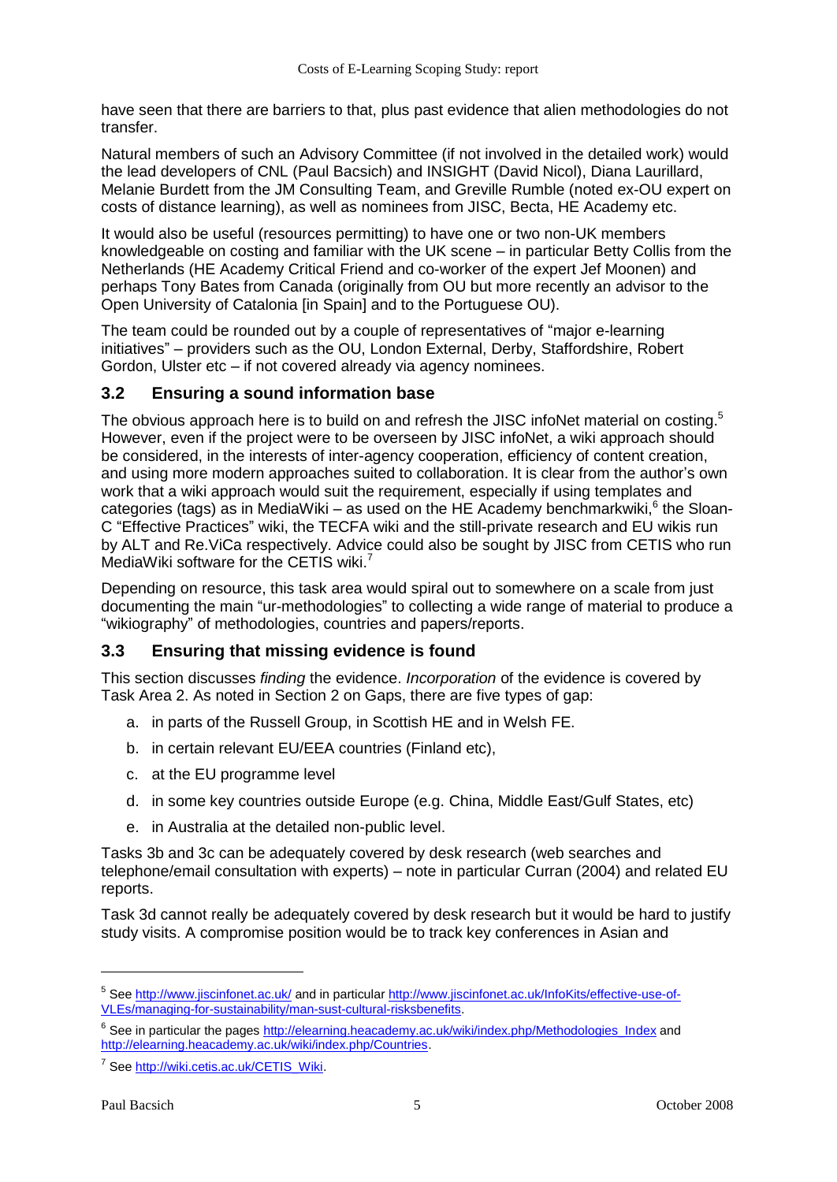have seen that there are barriers to that, plus past evidence that alien methodologies do not transfer.

Natural members of such an Advisory Committee (if not involved in the detailed work) would the lead developers of CNL (Paul Bacsich) and INSIGHT (David Nicol), Diana Laurillard, Melanie Burdett from the JM Consulting Team, and Greville Rumble (noted ex-OU expert on costs of distance learning), as well as nominees from JISC, Becta, HE Academy etc.

It would also be useful (resources permitting) to have one or two non-UK members knowledgeable on costing and familiar with the UK scene – in particular Betty Collis from the Netherlands (HE Academy Critical Friend and co-worker of the expert Jef Moonen) and perhaps Tony Bates from Canada (originally from OU but more recently an advisor to the Open University of Catalonia [in Spain] and to the Portuguese OU).

The team could be rounded out by a couple of representatives of "major e-learning initiatives" – providers such as the OU, London External, Derby, Staffordshire, Robert Gordon, Ulster etc – if not covered already via agency nominees.

## 3.2 Ensuring a sound information base

The obvious approach here is to build on and refresh the JISC infoNet material on costing.[5] However, even if the project were to be overseen by JISC infoNet, a wiki approach should be considered, in the interests of inter-agency cooperation, efficiency of content creation, and using more modern approaches suited to collaboration. It is clear from the author's own work that a wiki approach would suit the requirement, especially if using templates and categories (tags) as in MediaWiki – as used on the HE Academy benchmarkwiki,[6] the Sloan-C "Effective Practices" wiki, the TECFA wiki and the still-private research and EU wikis run by ALT and Re.ViCa respectively. Advice could also be sought by JISC from CETIS who run MediaWiki software for the CETIS wiki.[7]

Depending on resource, this task area would spiral out to somewhere on a scale from just documenting the main "ur-methodologies" to collecting a wide range of material to produce a "wikiography" of methodologies, countries and papers/reports.

## 3.3 Ensuring that missing evidence is found

This section discusses *finding* the evidence. *Incorporation* of the evidence is covered by Task Area 2. As noted in Section 2 on Gaps, there are five types of gap:

a. in parts of the Russell Group, in Scottish HE and in Welsh FE.

b. in certain relevant EU/EEA countries (Finland etc),

c. at the EU programme level

d. in some key countries outside Europe (e.g. China, Middle East/Gulf States, etc)

e. in Australia at the detailed non-public level.

Tasks 3b and 3c can be adequately covered by desk research (web searches and telephone/email consultation with experts) – note in particular Curran (2004) and related EU reports.

Task 3d cannot really be adequately covered by desk research but it would be hard to justify study visits. A compromise position would be to track key conferences in Asian and

---

[5] See http://www.jiscinfonet.ac.uk/ and in particular http://www.jiscinfonet.ac.uk/InfoKits/effective-use-of-VLEs/managing-for-sustainability/man-sust-cultural-risksbenefits.

[6] See in particular the pages http://elearning.heacademy.ac.uk/wiki/index.php/Methodologies_Index and http://elearning.heacademy.ac.uk/wiki/index.php/Countries.

[7] See http://wiki.cetis.ac.uk/CETIS_Wiki.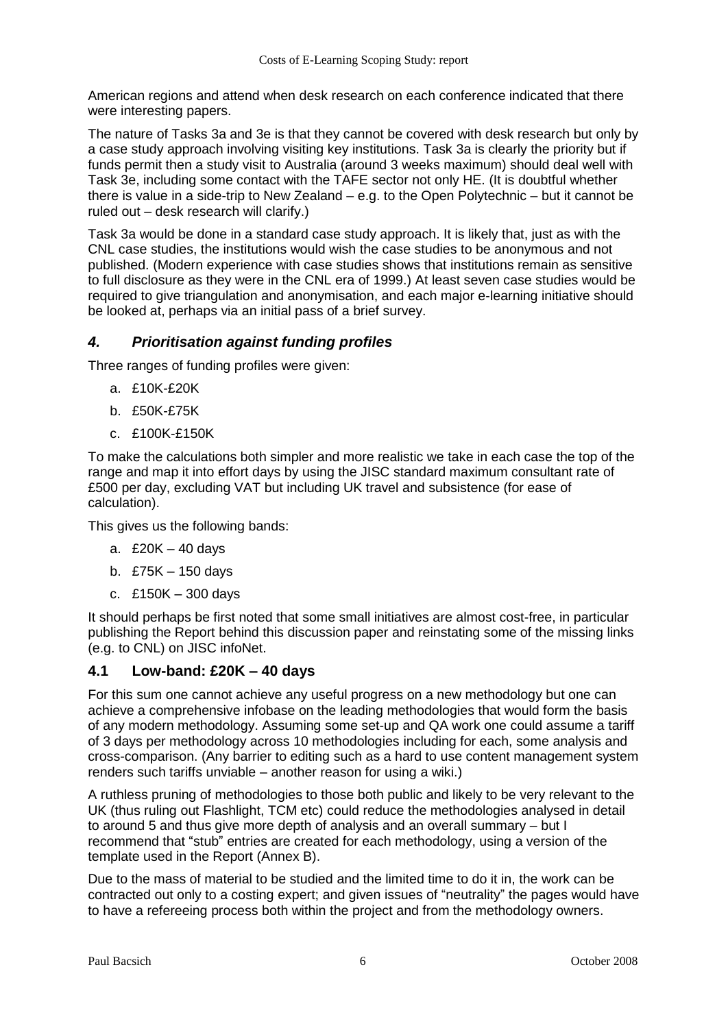American regions and attend when desk research on each conference indicated that there were interesting papers.

The nature of Tasks 3a and 3e is that they cannot be covered with desk research but only by a case study approach involving visiting key institutions. Task 3a is clearly the priority but if funds permit then a study visit to Australia (around 3 weeks maximum) should deal well with Task 3e, including some contact with the TAFE sector not only HE. (It is doubtful whether there is value in a side-trip to New Zealand – e.g. to the Open Polytechnic – but it cannot be ruled out – desk research will clarify.)

Task 3a would be done in a standard case study approach. It is likely that, just as with the CNL case studies, the institutions would wish the case studies to be anonymous and not published. (Modern experience with case studies shows that institutions remain as sensitive to full disclosure as they were in the CNL era of 1999.) At least seven case studies would be required to give triangulation and anonymisation, and each major e-learning initiative should be looked at, perhaps via an initial pass of a brief survey.

## *4. Prioritisation against funding profiles*

Three ranges of funding profiles were given:

a. £10K-£20K
b. £50K-£75K
c. £100K-£150K

To make the calculations both simpler and more realistic we take in each case the top of the range and map it into effort days by using the JISC standard maximum consultant rate of £500 per day, excluding VAT but including UK travel and subsistence (for ease of calculation).

This gives us the following bands:

a. £20K – 40 days
b. £75K – 150 days
c. £150K – 300 days

It should perhaps be first noted that some small initiatives are almost cost-free, in particular publishing the Report behind this discussion paper and reinstating some of the missing links (e.g. to CNL) on JISC infoNet.

### 4.1 Low-band: £20K – 40 days

For this sum one cannot achieve any useful progress on a new methodology but one can achieve a comprehensive infobase on the leading methodologies that would form the basis of any modern methodology. Assuming some set-up and QA work one could assume a tariff of 3 days per methodology across 10 methodologies including for each, some analysis and cross-comparison. (Any barrier to editing such as a hard to use content management system renders such tariffs unviable – another reason for using a wiki.)

A ruthless pruning of methodologies to those both public and likely to be very relevant to the UK (thus ruling out Flashlight, TCM etc) could reduce the methodologies analysed in detail to around 5 and thus give more depth of analysis and an overall summary – but I recommend that "stub" entries are created for each methodology, using a version of the template used in the Report (Annex B).

Due to the mass of material to be studied and the limited time to do it in, the work can be contracted out only to a costing expert; and given issues of "neutrality" the pages would have to have a refereeing process both within the project and from the methodology owners.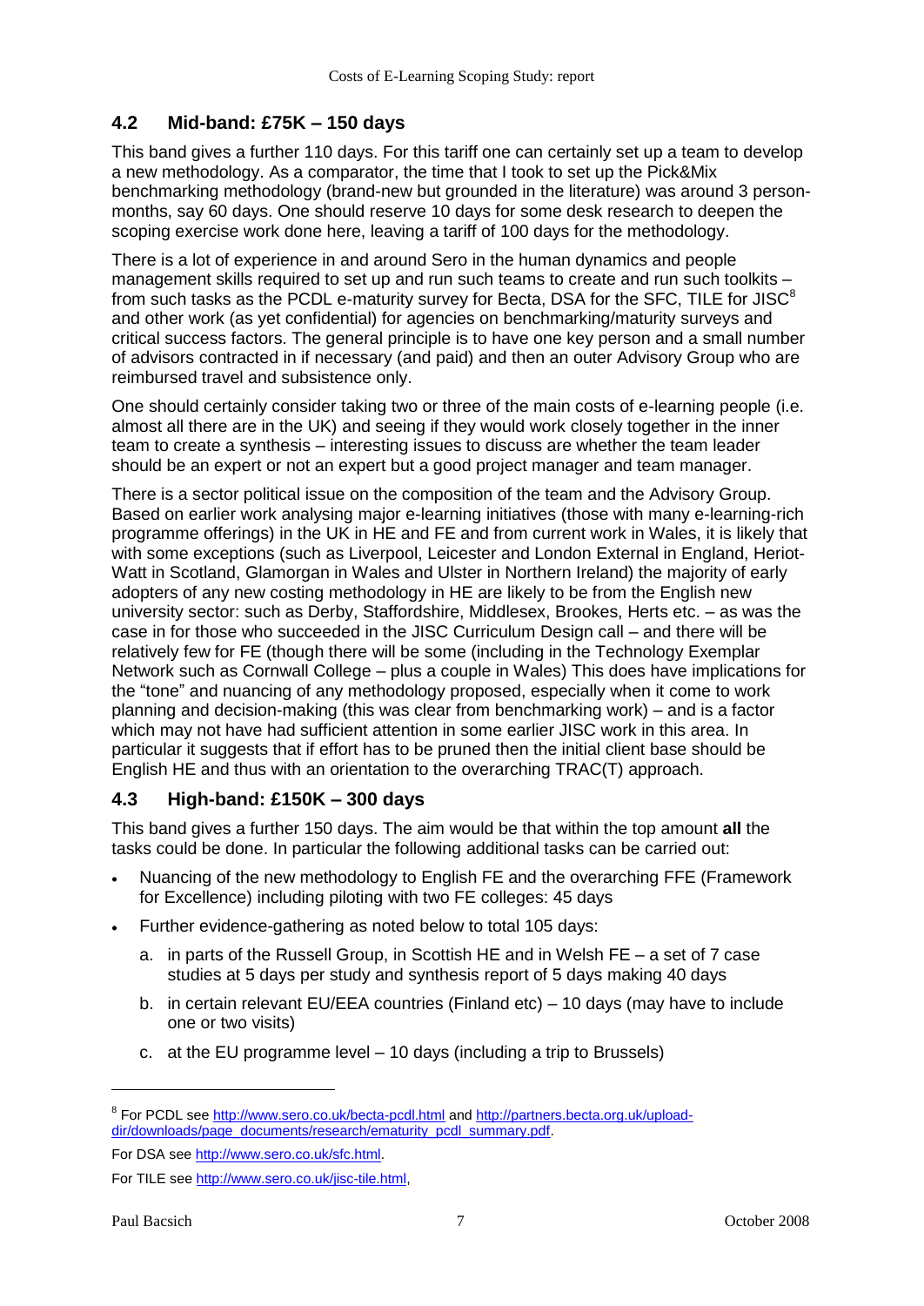## 4.2 Mid-band: £75K – 150 days

This band gives a further 110 days. For this tariff one can certainly set up a team to develop a new methodology. As a comparator, the time that I took to set up the Pick&Mix benchmarking methodology (brand-new but grounded in the literature) was around 3 person-months, say 60 days. One should reserve 10 days for some desk research to deepen the scoping exercise work done here, leaving a tariff of 100 days for the methodology.

There is a lot of experience in and around Sero in the human dynamics and people management skills required to set up and run such teams to create and run such toolkits – from such tasks as the PCDL e-maturity survey for Becta, DSA for the SFC, TILE for JISC[8] and other work (as yet confidential) for agencies on benchmarking/maturity surveys and critical success factors. The general principle is to have one key person and a small number of advisors contracted in if necessary (and paid) and then an outer Advisory Group who are reimbursed travel and subsistence only.

One should certainly consider taking two or three of the main costs of e-learning people (i.e. almost all there are in the UK) and seeing if they would work closely together in the inner team to create a synthesis – interesting issues to discuss are whether the team leader should be an expert or not an expert but a good project manager and team manager.

There is a sector political issue on the composition of the team and the Advisory Group. Based on earlier work analysing major e-learning initiatives (those with many e-learning-rich programme offerings) in the UK in HE and FE and from current work in Wales, it is likely that with some exceptions (such as Liverpool, Leicester and London External in England, Heriot-Watt in Scotland, Glamorgan in Wales and Ulster in Northern Ireland) the majority of early adopters of any new costing methodology in HE are likely to be from the English new university sector: such as Derby, Staffordshire, Middlesex, Brookes, Herts etc. – as was the case in for those who succeeded in the JISC Curriculum Design call – and there will be relatively few for FE (though there will be some (including in the Technology Exemplar Network such as Cornwall College – plus a couple in Wales) This does have implications for the "tone" and nuancing of any methodology proposed, especially when it come to work planning and decision-making (this was clear from benchmarking work) – and is a factor which may not have had sufficient attention in some earlier JISC work in this area. In particular it suggests that if effort has to be pruned then the initial client base should be English HE and thus with an orientation to the overarching TRAC(T) approach.

## 4.3 High-band: £150K – 300 days

This band gives a further 150 days. The aim would be that within the top amount **all** the tasks could be done. In particular the following additional tasks can be carried out:

- Nuancing of the new methodology to English FE and the overarching FFE (Framework for Excellence) including piloting with two FE colleges: 45 days
- Further evidence-gathering as noted below to total 105 days:
  a. in parts of the Russell Group, in Scottish HE and in Welsh FE – a set of 7 case studies at 5 days per study and synthesis report of 5 days making 40 days
  b. in certain relevant EU/EEA countries (Finland etc) – 10 days (may have to include one or two visits)
  c. at the EU programme level – 10 days (including a trip to Brussels)

---

[8] For PCDL see http://www.sero.co.uk/becta-pcdl.html and http://partners.becta.org.uk/upload-dir/downloads/page_documents/research/ematurity_pcdl_summary.pdf.

For DSA see http://www.sero.co.uk/sfc.html.

For TILE see http://www.sero.co.uk/jisc-tile.html,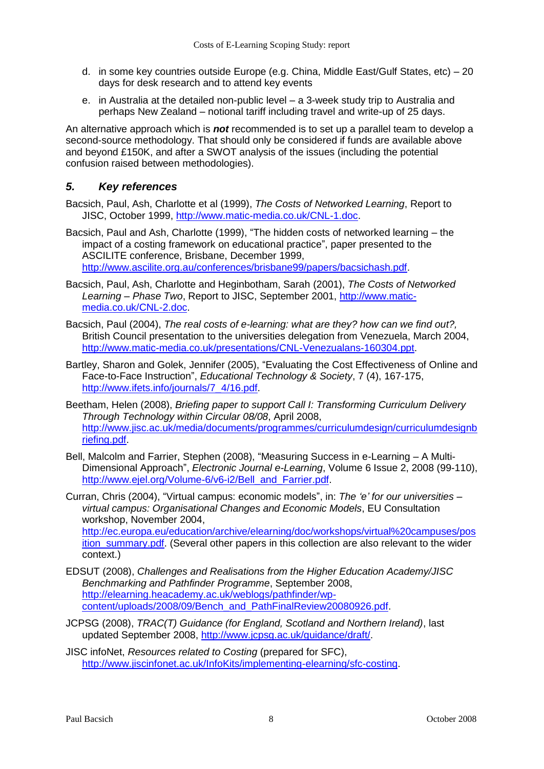d. in some key countries outside Europe (e.g. China, Middle East/Gulf States, etc) – 20 days for desk research and to attend key events

e. in Australia at the detailed non-public level – a 3-week study trip to Australia and perhaps New Zealand – notional tariff including travel and write-up of 25 days.

An alternative approach which is ***not*** recommended is to set up a parallel team to develop a second-source methodology. That should only be considered if funds are available above and beyond £150K, and after a SWOT analysis of the issues (including the potential confusion raised between methodologies).

## *5. Key references*

Bacsich, Paul, Ash, Charlotte et al (1999), *The Costs of Networked Learning*, Report to JISC, October 1999, http://www.matic-media.co.uk/CNL-1.doc.

Bacsich, Paul and Ash, Charlotte (1999), "The hidden costs of networked learning – the impact of a costing framework on educational practice", paper presented to the ASCILITE conference, Brisbane, December 1999, http://www.ascilite.org.au/conferences/brisbane99/papers/bacsichash.pdf.

Bacsich, Paul, Ash, Charlotte and Heginbotham, Sarah (2001), *The Costs of Networked Learning – Phase Two*, Report to JISC, September 2001, http://www.matic-media.co.uk/CNL-2.doc.

Bacsich, Paul (2004), *The real costs of e-learning: what are they? how can we find out?,* British Council presentation to the universities delegation from Venezuela, March 2004, http://www.matic-media.co.uk/presentations/CNL-Venezualans-160304.ppt.

Bartley, Sharon and Golek, Jennifer (2005), "Evaluating the Cost Effectiveness of Online and Face-to-Face Instruction", *Educational Technology & Society*, 7 (4), 167-175, http://www.ifets.info/journals/7_4/16.pdf.

Beetham, Helen (2008), *Briefing paper to support Call I: Transforming Curriculum Delivery Through Technology within Circular 08/08*, April 2008, http://www.jisc.ac.uk/media/documents/programmes/curriculumdesign/curriculumdesignbriefing.pdf.

Bell, Malcolm and Farrier, Stephen (2008), "Measuring Success in e-Learning – A Multi-Dimensional Approach", *Electronic Journal e-Learning*, Volume 6 Issue 2, 2008 (99-110), http://www.ejel.org/Volume-6/v6-i2/Bell_and_Farrier.pdf.

Curran, Chris (2004), "Virtual campus: economic models", in: *The 'e' for our universities – virtual campus: Organisational Changes and Economic Models*, EU Consultation workshop, November 2004, http://ec.europa.eu/education/archive/elearning/doc/workshops/virtual%20campuses/position_summary.pdf. (Several other papers in this collection are also relevant to the wider context.)

EDSUT (2008), *Challenges and Realisations from the Higher Education Academy/JISC Benchmarking and Pathfinder Programme*, September 2008, http://elearning.heacademy.ac.uk/weblogs/pathfinder/wp-content/uploads/2008/09/Bench_and_PathFinalReview20080926.pdf.

JCPSG (2008), *TRAC(T) Guidance (for England, Scotland and Northern Ireland)*, last updated September 2008, http://www.jcpsg.ac.uk/guidance/draft/.

JISC infoNet, *Resources related to Costing* (prepared for SFC), http://www.jiscinfonet.ac.uk/InfoKits/implementing-elearning/sfc-costing.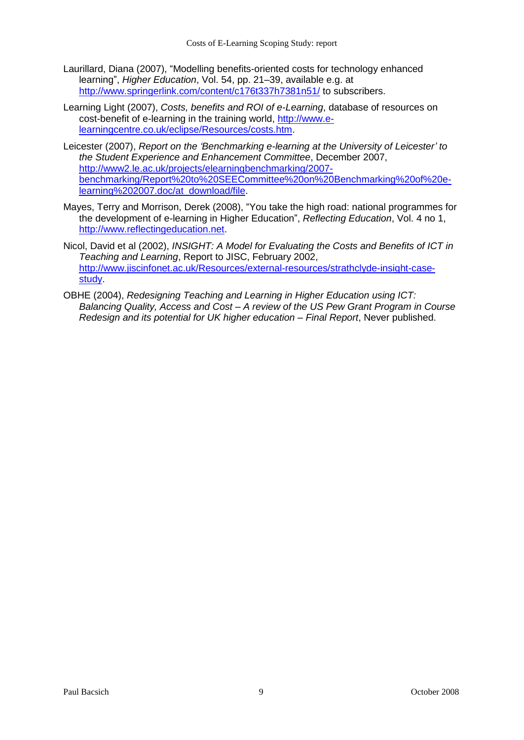Laurillard, Diana (2007), "Modelling benefits-oriented costs for technology enhanced learning", *Higher Education*, Vol. 54, pp. 21–39, available e.g. at http://www.springerlink.com/content/c176t337h7381n51/ to subscribers.

Learning Light (2007), *Costs, benefits and ROI of e-Learning*, database of resources on cost-benefit of e-learning in the training world, http://www.e-learningcentre.co.uk/eclipse/Resources/costs.htm.

Leicester (2007), *Report on the 'Benchmarking e-learning at the University of Leicester' to the Student Experience and Enhancement Committee*, December 2007, http://www2.le.ac.uk/projects/elearningbenchmarking/2007-benchmarking/Report%20to%20SEECommittee%20on%20Benchmarking%20of%20e-learning%202007.doc/at_download/file.

Mayes, Terry and Morrison, Derek (2008), "You take the high road: national programmes for the development of e-learning in Higher Education", *Reflecting Education*, Vol. 4 no 1, http://www.reflectingeducation.net.

Nicol, David et al (2002), *INSIGHT: A Model for Evaluating the Costs and Benefits of ICT in Teaching and Learning*, Report to JISC, February 2002, http://www.jiscinfonet.ac.uk/Resources/external-resources/strathclyde-insight-case-study.

OBHE (2004), *Redesigning Teaching and Learning in Higher Education using ICT: Balancing Quality, Access and Cost – A review of the US Pew Grant Program in Course Redesign and its potential for UK higher education – Final Report*, Never published.